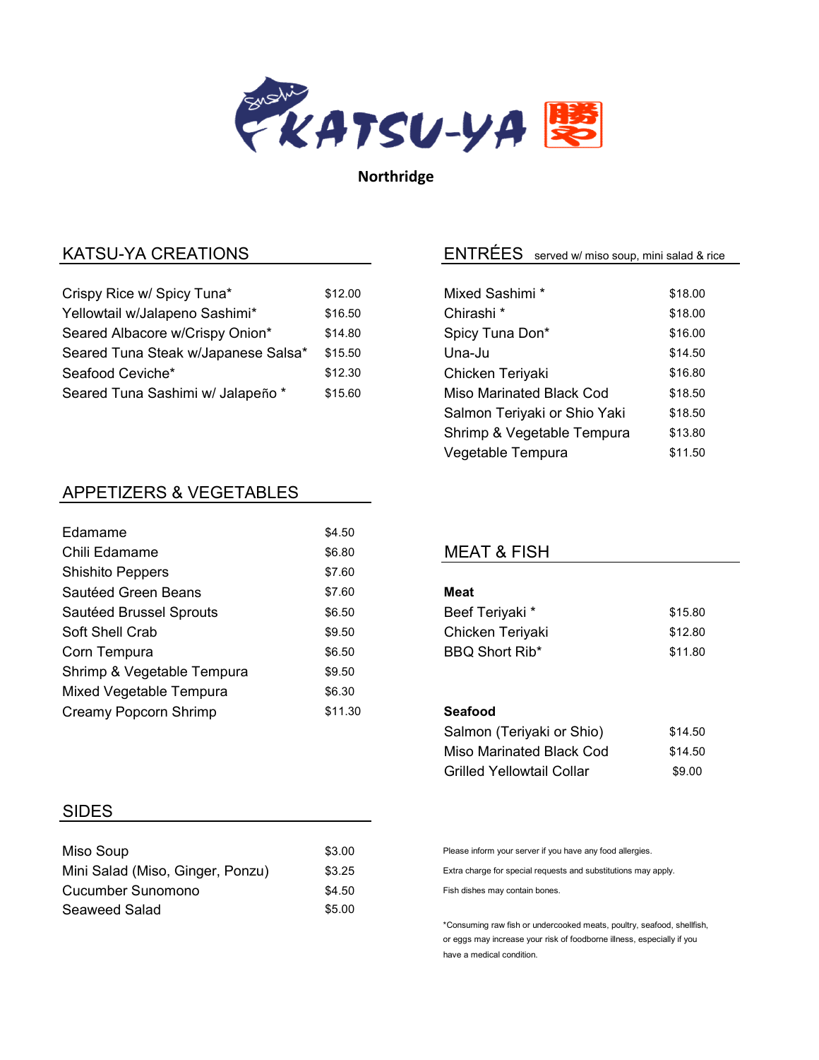# KATSU-YA 勝や

**Northridge**

## KATSU-YA CREATIONS

| Item | Price |
|---|---|
| Crispy Rice w/ Spicy Tuna* | $12.00 |
| Yellowtail w/Jalapeno Sashimi* | $16.50 |
| Seared Albacore w/Crispy Onion* | $14.80 |
| Seared Tuna Steak w/Japanese Salsa* | $15.50 |
| Seafood Ceviche* | $12.30 |
| Seared Tuna Sashimi w/ Jalapeño * | $15.60 |

## APPETIZERS & VEGETABLES

| Item | Price |
|---|---|
| Edamame | $4.50 |
| Chili Edamame | $6.80 |
| Shishito Peppers | $7.60 |
| Sautéed Green Beans | $7.60 |
| Sautéed Brussel Sprouts | $6.50 |
| Soft Shell Crab | $9.50 |
| Corn Tempura | $6.50 |
| Shrimp & Vegetable Tempura | $9.50 |
| Mixed Vegetable Tempura | $6.30 |
| Creamy Popcorn Shrimp | $11.30 |

## SIDES

| Item | Price |
|---|---|
| Miso Soup | $3.00 |
| Mini Salad (Miso, Ginger, Ponzu) | $3.25 |
| Cucumber Sunomono | $4.50 |
| Seaweed Salad | $5.00 |

## ENTRÉES served w/ miso soup, mini salad & rice

| Item | Price |
|---|---|
| Mixed Sashimi * | $18.00 |
| Chirashi * | $18.00 |
| Spicy Tuna Don* | $16.00 |
| Una-Ju | $14.50 |
| Chicken Teriyaki | $16.80 |
| Miso Marinated Black Cod | $18.50 |
| Salmon Teriyaki or Shio Yaki | $18.50 |
| Shrimp & Vegetable Tempura | $13.80 |
| Vegetable Tempura | $11.50 |

## MEAT & FISH

**Meat**

| Item | Price |
|---|---|
| Beef Teriyaki * | $15.80 |
| Chicken Teriyaki | $12.80 |
| BBQ Short Rib* | $11.80 |

**Seafood**

| Item | Price |
|---|---|
| Salmon (Teriyaki or Shio) | $14.50 |
| Miso Marinated Black Cod | $14.50 |
| Grilled Yellowtail Collar | $9.00 |

Please inform your server if you have any food allergies.

Extra charge for special requests and substitutions may apply.

Fish dishes may contain bones.

*Consuming raw fish or undercooked meats, poultry, seafood, shellfish, or eggs may increase your risk of foodborne illness, especially if you have a medical condition.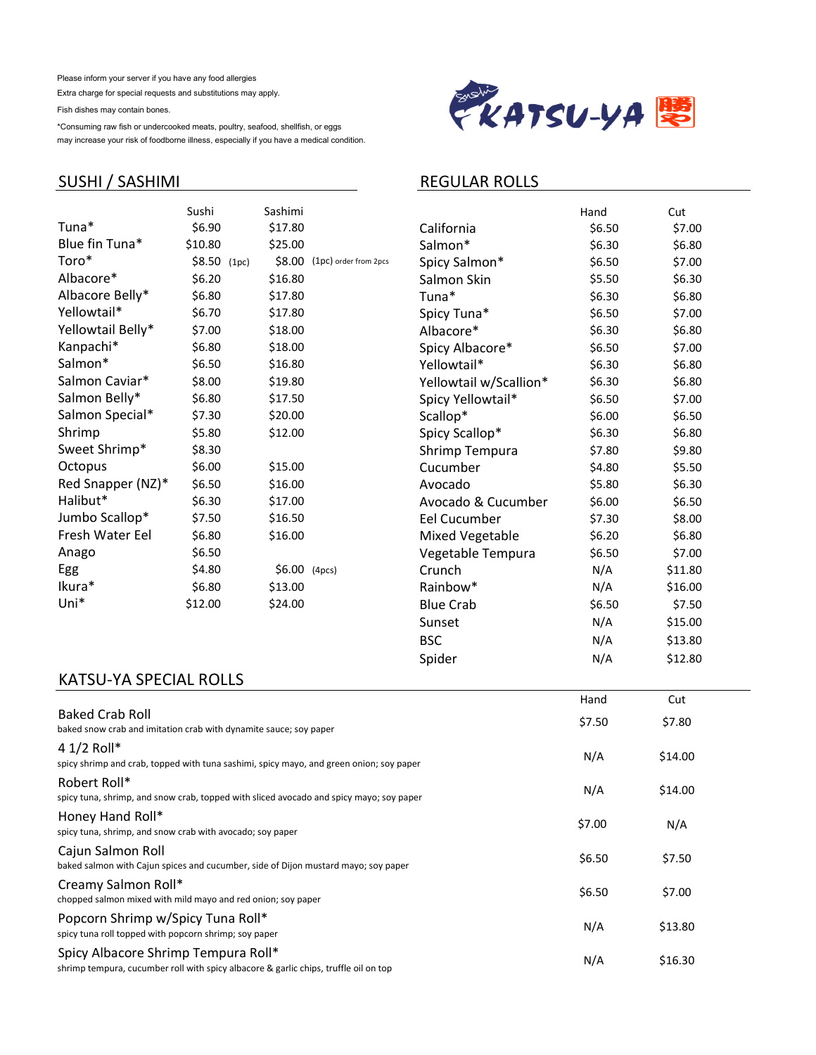Please inform your server if you have any food allergies

Extra charge for special requests and substitutions may apply.

Fish dishes may contain bones.

*Consuming raw fish or undercooked meats, poultry, seafood, shellfish, or eggs may increase your risk of foodborne illness, especially if you have a medical condition.

KATSU-YA

## SUSHI / SASHIMI

| | Sushi | Sashimi |
|---|---|---|
| Tuna* | $6.90 | $17.80 |
| Blue fin Tuna* | $10.80 | $25.00 |
| Toro* | $8.50 (1pc) | $8.00 (1pc) order from 2pcs |
| Albacore* | $6.20 | $16.80 |
| Albacore Belly* | $6.80 | $17.80 |
| Yellowtail* | $6.70 | $17.80 |
| Yellowtail Belly* | $7.00 | $18.00 |
| Kanpachi* | $6.80 | $18.00 |
| Salmon* | $6.50 | $16.80 |
| Salmon Caviar* | $8.00 | $19.80 |
| Salmon Belly* | $6.80 | $17.50 |
| Salmon Special* | $7.30 | $20.00 |
| Shrimp | $5.80 | $12.00 |
| Sweet Shrimp* | $8.30 | |
| Octopus | $6.00 | $15.00 |
| Red Snapper (NZ)* | $6.50 | $16.00 |
| Halibut* | $6.30 | $17.00 |
| Jumbo Scallop* | $7.50 | $16.50 |
| Fresh Water Eel | $6.80 | $16.00 |
| Anago | $6.50 | |
| Egg | $4.80 | $6.00 (4pcs) |
| Ikura* | $6.80 | $13.00 |
| Uni* | $12.00 | $24.00 |

## REGULAR ROLLS

| | Hand | Cut |
|---|---|---|
| California | $6.50 | $7.00 |
| Salmon* | $6.30 | $6.80 |
| Spicy Salmon* | $6.50 | $7.00 |
| Salmon Skin | $5.50 | $6.30 |
| Tuna* | $6.30 | $6.80 |
| Spicy Tuna* | $6.50 | $7.00 |
| Albacore* | $6.30 | $6.80 |
| Spicy Albacore* | $6.50 | $7.00 |
| Yellowtail* | $6.30 | $6.80 |
| Yellowtail w/Scallion* | $6.30 | $6.80 |
| Spicy Yellowtail* | $6.50 | $7.00 |
| Scallop* | $6.00 | $6.50 |
| Spicy Scallop* | $6.30 | $6.80 |
| Shrimp Tempura | $7.80 | $9.80 |
| Cucumber | $4.80 | $5.50 |
| Avocado | $5.80 | $6.30 |
| Avocado & Cucumber | $6.00 | $6.50 |
| Eel Cucumber | $7.30 | $8.00 |
| Mixed Vegetable | $6.20 | $6.80 |
| Vegetable Tempura | $6.50 | $7.00 |
| Crunch | N/A | $11.80 |
| Rainbow* | N/A | $16.00 |
| Blue Crab | $6.50 | $7.50 |
| Sunset | N/A | $15.00 |
| BSC | N/A | $13.80 |
| Spider | N/A | $12.80 |

## KATSU-YA SPECIAL ROLLS

| | Hand | Cut |
|---|---|---|
| Baked Crab Roll<br>baked snow crab and imitation crab with dynamite sauce; soy paper | $7.50 | $7.80 |
| 4 1/2 Roll*<br>spicy shrimp and crab, topped with tuna sashimi, spicy mayo, and green onion; soy paper | N/A | $14.00 |
| Robert Roll*<br>spicy tuna, shrimp, and snow crab, topped with sliced avocado and spicy mayo; soy paper | N/A | $14.00 |
| Honey Hand Roll*<br>spicy tuna, shrimp, and snow crab with avocado; soy paper | $7.00 | N/A |
| Cajun Salmon Roll<br>baked salmon with Cajun spices and cucumber, side of Dijon mustard mayo; soy paper | $6.50 | $7.50 |
| Creamy Salmon Roll*<br>chopped salmon mixed with mild mayo and red onion; soy paper | $6.50 | $7.00 |
| Popcorn Shrimp w/Spicy Tuna Roll*<br>spicy tuna roll topped with popcorn shrimp; soy paper | N/A | $13.80 |
| Spicy Albacore Shrimp Tempura Roll*<br>shrimp tempura, cucumber roll with spicy albacore & garlic chips, truffle oil on top | N/A | $16.30 |